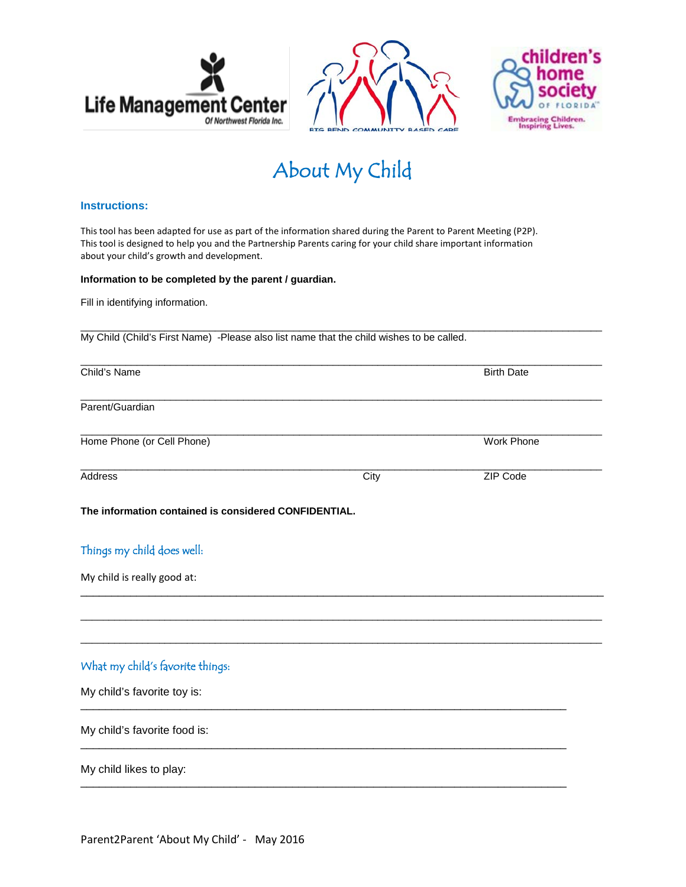# About My Child

### Instructions:

This tool has been adapted for use as part of the information shared during the Parent to Parent Meeting (P2P). This tool is designed to help you and the Partnership Parents caring for your child share important information about your child's growth and development.

**Information to be completed by the parent / guardian.**

Fill in identifying information.

\_\_\_\_\_\_\_\_\_\_\_\_\_\_\_\_\_\_\_\_\_\_\_\_\_\_\_\_\_\_\_\_\_\_\_\_\_\_\_\_\_\_\_\_\_\_\_\_\_\_\_\_\_\_\_\_\_\_\_\_\_\_\_\_\_\_\_\_\_\_

My Child (Child's First Name) -Please also list name that the child wishes to be called.

\_\_\_\_\_\_\_\_\_\_\_\_\_\_\_\_\_\_\_\_\_\_\_\_\_\_\_\_\_\_\_\_\_\_\_\_\_\_\_\_\_\_\_\_\_\_\_\_\_\_\_\_\_\_\_\_\_\_\_\_\_\_\_\_\_\_\_\_\_\_

Child's Name Birth Date

\_\_\_\_\_\_\_\_\_\_\_\_\_\_\_\_\_\_\_\_\_\_\_\_\_\_\_\_\_\_\_\_\_\_\_\_\_\_\_\_\_\_\_\_\_\_\_\_\_\_\_\_\_\_\_\_\_\_\_\_\_\_\_\_\_\_\_\_\_\_

Parent/Guardian

\_\_\_\_\_\_\_\_\_\_\_\_\_\_\_\_\_\_\_\_\_\_\_\_\_\_\_\_\_\_\_\_\_\_\_\_\_\_\_\_\_\_\_\_\_\_\_\_\_\_\_\_\_\_\_\_\_\_\_\_\_\_\_\_\_\_\_\_\_\_

Home Phone (or Cell Phone) Work Phone

\_\_\_\_\_\_\_\_\_\_\_\_\_\_\_\_\_\_\_\_\_\_\_\_\_\_\_\_\_\_\_\_\_\_\_\_\_\_\_\_\_\_\_\_\_\_\_\_\_\_\_\_\_\_\_\_\_\_\_\_\_\_\_\_\_\_\_\_\_\_

Address City ZIP Code

**The information contained is considered CONFIDENTIAL.**

### Things my child does well:

My child is really good at:

\_\_\_\_\_\_\_\_\_\_\_\_\_\_\_\_\_\_\_\_\_\_\_\_\_\_\_\_\_\_\_\_\_\_\_\_\_\_\_\_\_\_\_\_\_\_\_\_\_\_\_\_\_\_\_\_\_\_\_\_\_\_\_\_\_\_\_\_\_\_

\_\_\_\_\_\_\_\_\_\_\_\_\_\_\_\_\_\_\_\_\_\_\_\_\_\_\_\_\_\_\_\_\_\_\_\_\_\_\_\_\_\_\_\_\_\_\_\_\_\_\_\_\_\_\_\_\_\_\_\_\_\_\_\_\_\_\_\_\_\_

\_\_\_\_\_\_\_\_\_\_\_\_\_\_\_\_\_\_\_\_\_\_\_\_\_\_\_\_\_\_\_\_\_\_\_\_\_\_\_\_\_\_\_\_\_\_\_\_\_\_\_\_\_\_\_\_\_\_\_\_\_\_\_\_\_\_\_\_\_\_

### What my child's favorite things:

My child's favorite toy is:

\_\_\_\_\_\_\_\_\_\_\_\_\_\_\_\_\_\_\_\_\_\_\_\_\_\_\_\_\_\_\_\_\_\_\_\_\_\_\_\_\_\_\_\_\_\_\_\_\_\_\_\_\_\_\_\_\_\_\_\_\_\_\_\_

My child's favorite food is:

\_\_\_\_\_\_\_\_\_\_\_\_\_\_\_\_\_\_\_\_\_\_\_\_\_\_\_\_\_\_\_\_\_\_\_\_\_\_\_\_\_\_\_\_\_\_\_\_\_\_\_\_\_\_\_\_\_\_\_\_\_\_\_\_

My child likes to play:

\_\_\_\_\_\_\_\_\_\_\_\_\_\_\_\_\_\_\_\_\_\_\_\_\_\_\_\_\_\_\_\_\_\_\_\_\_\_\_\_\_\_\_\_\_\_\_\_\_\_\_\_\_\_\_\_\_\_\_\_\_\_\_\_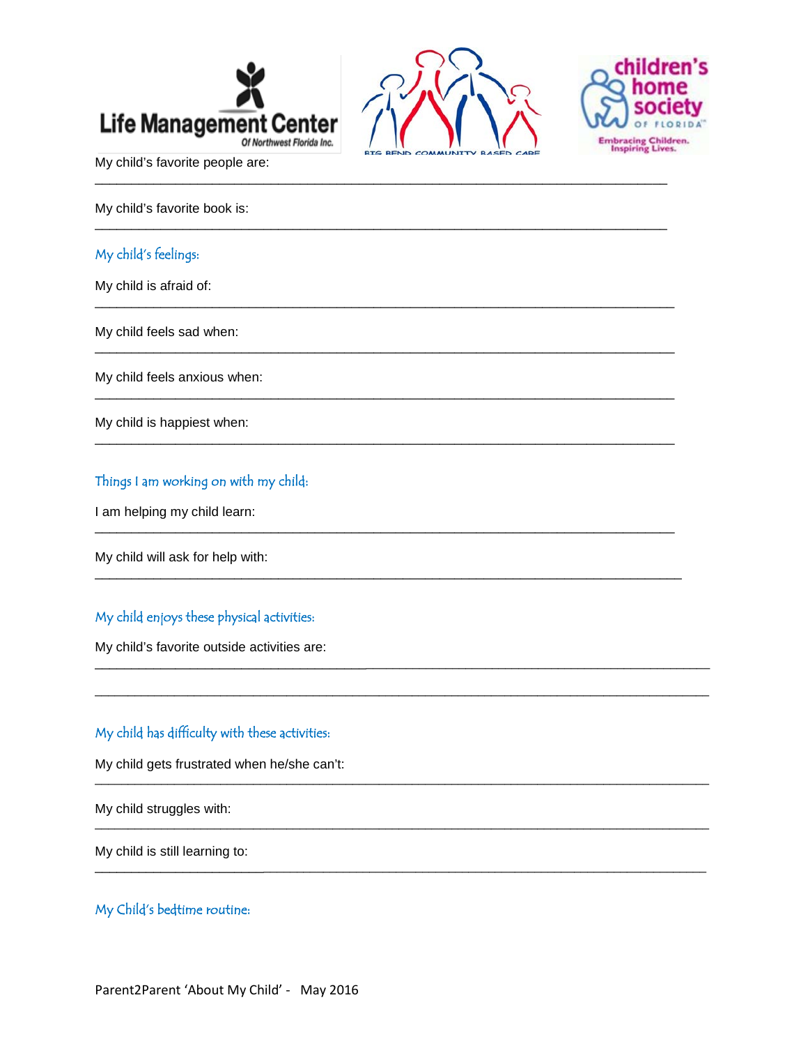My child's favorite people are:

___________________________________________________________________________

My child's favorite book is:

___________________________________________________________________________

## My child's feelings:

My child is afraid of:

___________________________________________________________________________

My child feels sad when:

___________________________________________________________________________

My child feels anxious when:

___________________________________________________________________________

My child is happiest when:

___________________________________________________________________________

## Things I am working on with my child:

I am helping my child learn:

___________________________________________________________________________

My child will ask for help with:

___________________________________________________________________________

## My child enjoys these physical activities:

My child's favorite outside activities are:

___________________________________________________________________________

___________________________________________________________________________

## My child has difficulty with these activities:

My child gets frustrated when he/she can't:

___________________________________________________________________________

My child struggles with:

___________________________________________________________________________

My child is still learning to:

___________________________________________________________________________

## My Child's bedtime routine:

Parent2Parent 'About My Child' - May 2016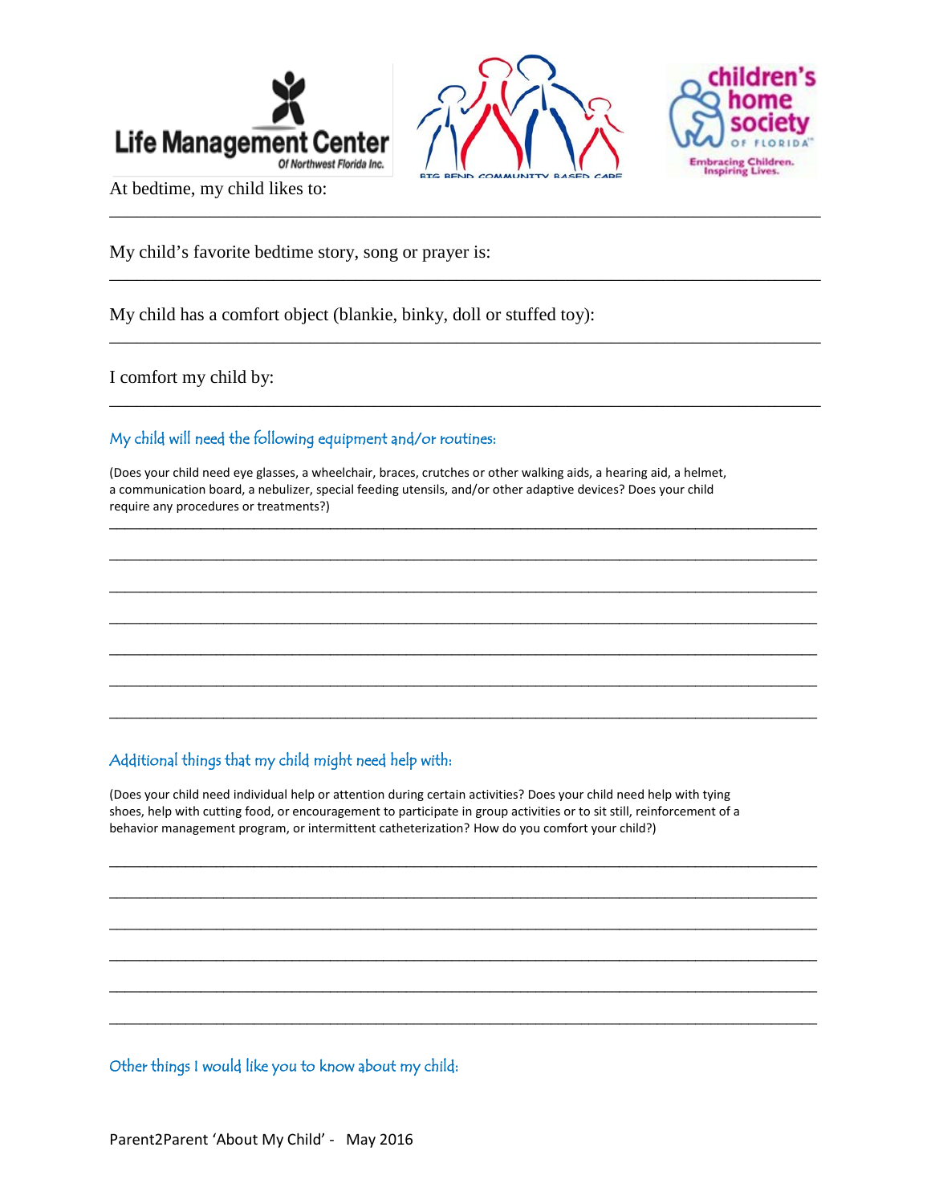At bedtime, my child likes to:

___

My child's favorite bedtime story, song or prayer is:

___

My child has a comfort object (blankie, binky, doll or stuffed toy):

___

I comfort my child by:

___

### My child will need the following equipment and/or routines:

(Does your child need eye glasses, a wheelchair, braces, crutches or other walking aids, a hearing aid, a helmet, a communication board, a nebulizer, special feeding utensils, and/or other adaptive devices? Does your child require any procedures or treatments?)

___

___

___

___

___

___

___

### Additional things that my child might need help with:

(Does your child need individual help or attention during certain activities? Does your child need help with tying shoes, help with cutting food, or encouragement to participate in group activities or to sit still, reinforcement of a behavior management program, or intermittent catheterization? How do you comfort your child?)

___

___

___

___

___

___

### Other things I would like you to know about my child: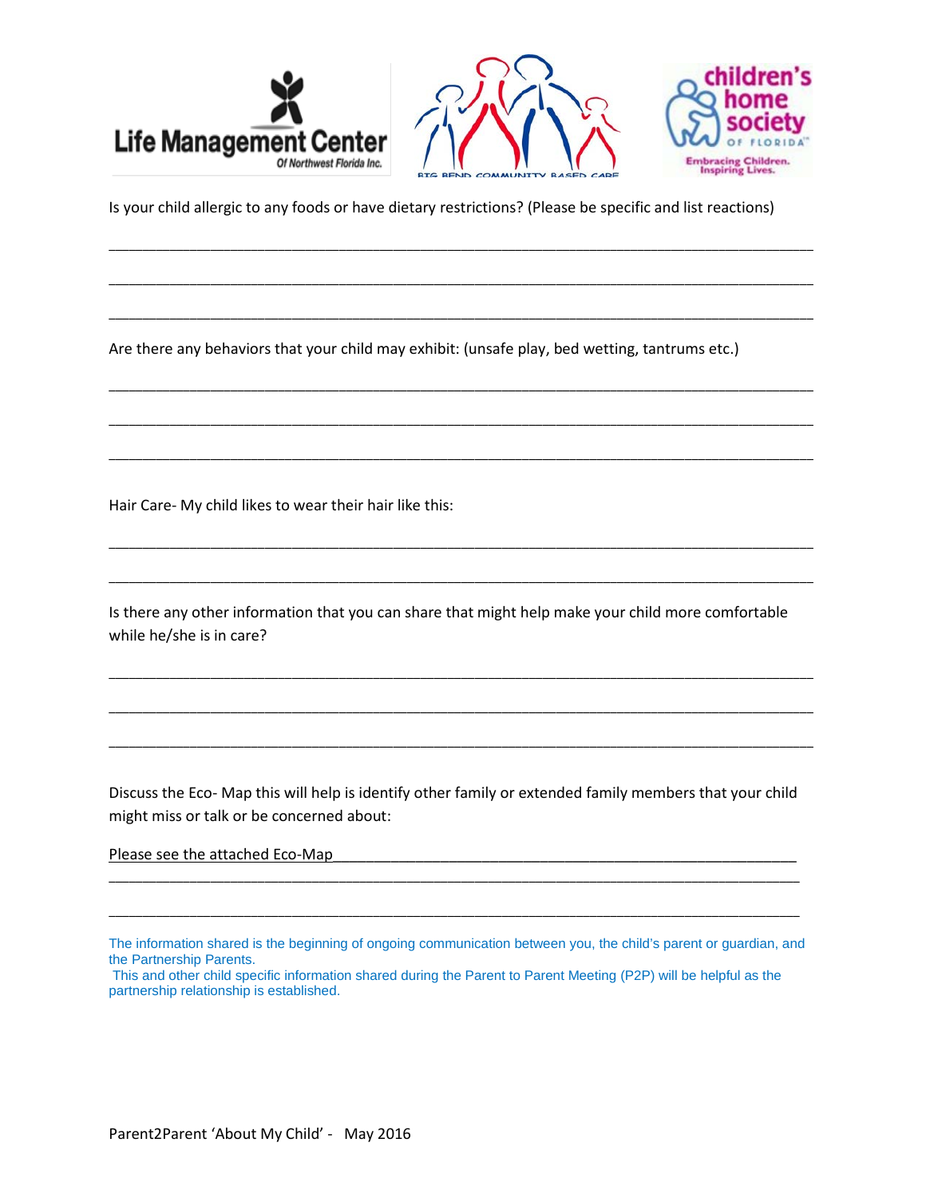Is your child allergic to any foods or have dietary restrictions? (Please be specific and list reactions)

_______________________________________________________________________________

_______________________________________________________________________________

_______________________________________________________________________________

Are there any behaviors that your child may exhibit: (unsafe play, bed wetting, tantrums etc.)

_______________________________________________________________________________

_______________________________________________________________________________

_______________________________________________________________________________

Hair Care- My child likes to wear their hair like this:

_______________________________________________________________________________

_______________________________________________________________________________

Is there any other information that you can share that might help make your child more comfortable while he/she is in care?

_______________________________________________________________________________

_______________________________________________________________________________

_______________________________________________________________________________

Discuss the Eco- Map this will help is identify other family or extended family members that your child might miss or talk or be concerned about:

Please see the attached Eco-Map_____________________________________________________

_______________________________________________________________________________

_______________________________________________________________________________

The information shared is the beginning of ongoing communication between you, the child's parent or guardian, and the Partnership Parents.

This and other child specific information shared during the Parent to Parent Meeting (P2P) will be helpful as the partnership relationship is established.

Parent2Parent 'About My Child' - May 2016